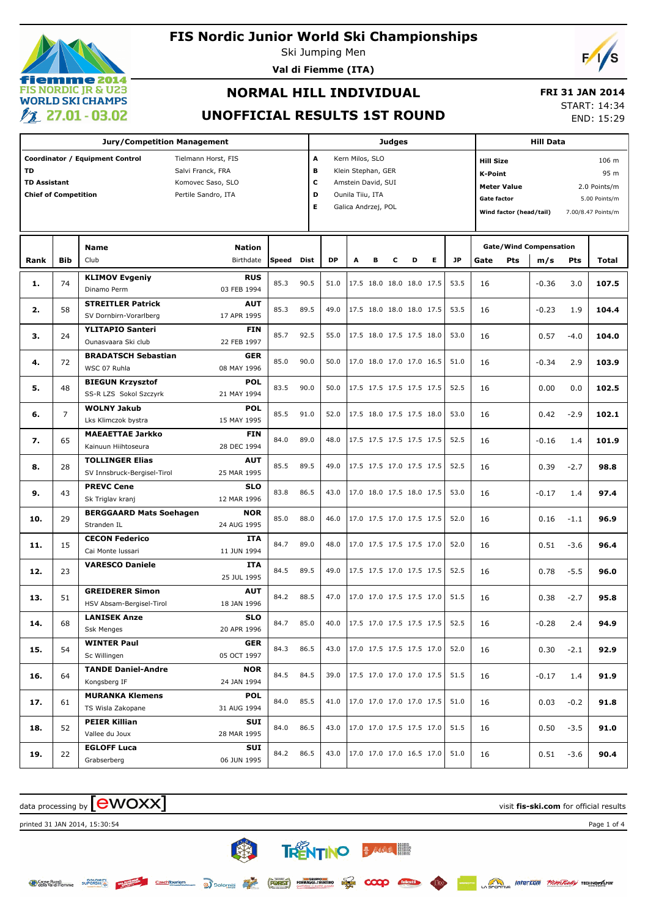# FIS Nordic Junior World Ski Championships

Ski Jumping Men

**Val di Fiemme (ITA)**

## NORMAL HILL INDIVIDUAL

## UNOFFICIAL RESULTS 1ST ROUND

**FRI 31 JAN 2014**

START: 14:34

END: 15:29

| Jury/Competition Management | | Judges | | Hill Data | |
|---|---|---|---|---|---|
| **Coordinator / Equipment Control** | Tielmann Horst, FIS | **A** | Kern Milos, SLO | **Hill Size** | 106 m |
| **TD** | Salvi Franck, FRA | **B** | Klein Stephan, GER | **K-Point** | 95 m |
| **TD Assistant** | Komovec Saso, SLO | **C** | Amstein David, SUI | **Meter Value** | 2.0 Points/m |
| **Chief of Competition** | Pertile Sandro, ITA | **D** | Ounila Tiiu, ITA | **Gate factor** | 5.00 Points/m |
| | | **E** | Galica Andrzej, POL | **Wind factor (head/tail)** | 7.00/8.47 Points/m |

| Rank | Bib | Name / Club | Nation / Birthdate | Speed | Dist | DP | A | B | C | D | E | JP | Gate | Pts | m/s | Pts | Total |
|---|---|---|---|---|---|---|---|---|---|---|---|---|---|---|---|---|---|
| **1.** | 74 | **KLIMOV Evgeniy** Dinamo Perm | **RUS** 03 FEB 1994 | 85.3 | 90.5 | 51.0 | 17.5 | 18.0 | 18.0 | 18.0 | 17.5 | 53.5 | 16 | | -0.36 | 3.0 | **107.5** |
| **2.** | 58 | **STREITLER Patrick** SV Dornbirn-Vorarlberg | **AUT** 17 APR 1995 | 85.3 | 89.5 | 49.0 | 17.5 | 18.0 | 18.0 | 18.0 | 17.5 | 53.5 | 16 | | -0.23 | 1.9 | **104.4** |
| **3.** | 24 | **YLITAPIO Santeri** Ounasvaara Ski club | **FIN** 22 FEB 1997 | 85.7 | 92.5 | 55.0 | 17.5 | 18.0 | 17.5 | 17.5 | 18.0 | 53.0 | 16 | | 0.57 | -4.0 | **104.0** |
| **4.** | 72 | **BRADATSCH Sebastian** WSC 07 Ruhla | **GER** 08 MAY 1996 | 85.0 | 90.0 | 50.0 | 17.0 | 18.0 | 17.0 | 17.0 | 16.5 | 51.0 | 16 | | -0.34 | 2.9 | **103.9** |
| **5.** | 48 | **BIEGUN Krzysztof** SS-R LZS Sokol Szczyrk | **POL** 21 MAY 1994 | 83.5 | 90.0 | 50.0 | 17.5 | 17.5 | 17.5 | 17.5 | 17.5 | 52.5 | 16 | | 0.00 | 0.0 | **102.5** |
| **6.** | 7 | **WOLNY Jakub** Lks Klimczok bystra | **POL** 15 MAY 1995 | 85.5 | 91.0 | 52.0 | 17.5 | 18.0 | 17.5 | 17.5 | 18.0 | 53.0 | 16 | | 0.42 | -2.9 | **102.1** |
| **7.** | 65 | **MAEAETTAE Jarkko** Kainuun Hiihtoseura | **FIN** 28 DEC 1994 | 84.0 | 89.0 | 48.0 | 17.5 | 17.5 | 17.5 | 17.5 | 17.5 | 52.5 | 16 | | -0.16 | 1.4 | **101.9** |
| **8.** | 28 | **TOLLINGER Elias** SV Innsbruck-Bergisel-Tirol | **AUT** 25 MAR 1995 | 85.5 | 89.5 | 49.0 | 17.5 | 17.5 | 17.0 | 17.5 | 17.5 | 52.5 | 16 | | 0.39 | -2.7 | **98.8** |
| **9.** | 43 | **PREVC Cene** Sk Triglav kranj | **SLO** 12 MAR 1996 | 83.8 | 86.5 | 43.0 | 17.0 | 18.0 | 17.5 | 18.0 | 17.5 | 53.0 | 16 | | -0.17 | 1.4 | **97.4** |
| **10.** | 29 | **BERGGAARD Mats Soehagen** Stranden IL | **NOR** 24 AUG 1995 | 85.0 | 88.0 | 46.0 | 17.0 | 17.5 | 17.0 | 17.5 | 17.5 | 52.0 | 16 | | 0.16 | -1.1 | **96.9** |
| **11.** | 15 | **CECON Federico** Cai Monte Iussari | **ITA** 11 JUN 1994 | 84.7 | 89.0 | 48.0 | 17.0 | 17.5 | 17.5 | 17.5 | 17.0 | 52.0 | 16 | | 0.51 | -3.6 | **96.4** |
| **12.** | 23 | **VARESCO Daniele** | **ITA** 25 JUL 1995 | 84.5 | 89.5 | 49.0 | 17.5 | 17.5 | 17.0 | 17.5 | 17.5 | 52.5 | 16 | | 0.78 | -5.5 | **96.0** |
| **13.** | 51 | **GREIDERER Simon** HSV Absam-Bergisel-Tirol | **AUT** 18 JAN 1996 | 84.2 | 88.5 | 47.0 | 17.0 | 17.0 | 17.5 | 17.5 | 17.0 | 51.5 | 16 | | 0.38 | -2.7 | **95.8** |
| **14.** | 68 | **LANISEK Anze** Ssk Menges | **SLO** 20 APR 1996 | 84.7 | 85.0 | 40.0 | 17.5 | 17.0 | 17.5 | 17.5 | 17.5 | 52.5 | 16 | | -0.28 | 2.4 | **94.9** |
| **15.** | 54 | **WINTER Paul** Sc Willingen | **GER** 05 OCT 1997 | 84.3 | 86.5 | 43.0 | 17.0 | 17.5 | 17.5 | 17.5 | 17.0 | 52.0 | 16 | | 0.30 | -2.1 | **92.9** |
| **16.** | 64 | **TANDE Daniel-Andre** Kongsberg IF | **NOR** 24 JAN 1994 | 84.5 | 84.5 | 39.0 | 17.5 | 17.0 | 17.0 | 17.0 | 17.5 | 51.5 | 16 | | -0.17 | 1.4 | **91.9** |
| **17.** | 61 | **MURANKA Klemens** TS Wisla Zakopane | **POL** 31 AUG 1994 | 84.0 | 85.5 | 41.0 | 17.0 | 17.0 | 17.0 | 17.0 | 17.5 | 51.0 | 16 | | 0.03 | -0.2 | **91.8** |
| **18.** | 52 | **PEIER Killian** Vallee du Joux | **SUI** 28 MAR 1995 | 84.0 | 86.5 | 43.0 | 17.0 | 17.0 | 17.5 | 17.5 | 17.0 | 51.5 | 16 | | 0.50 | -3.5 | **91.0** |
| **19.** | 22 | **EGLOFF Luca** Grabserberg | **SUI** 06 JUN 1995 | 84.2 | 86.5 | 43.0 | 17.0 | 17.0 | 17.0 | 16.5 | 17.0 | 51.0 | 16 | | 0.51 | -3.6 | **90.4** |

data processing by ewoxx — visit **fis-ski.com** for official results

printed 31 JAN 2014, 15:30:54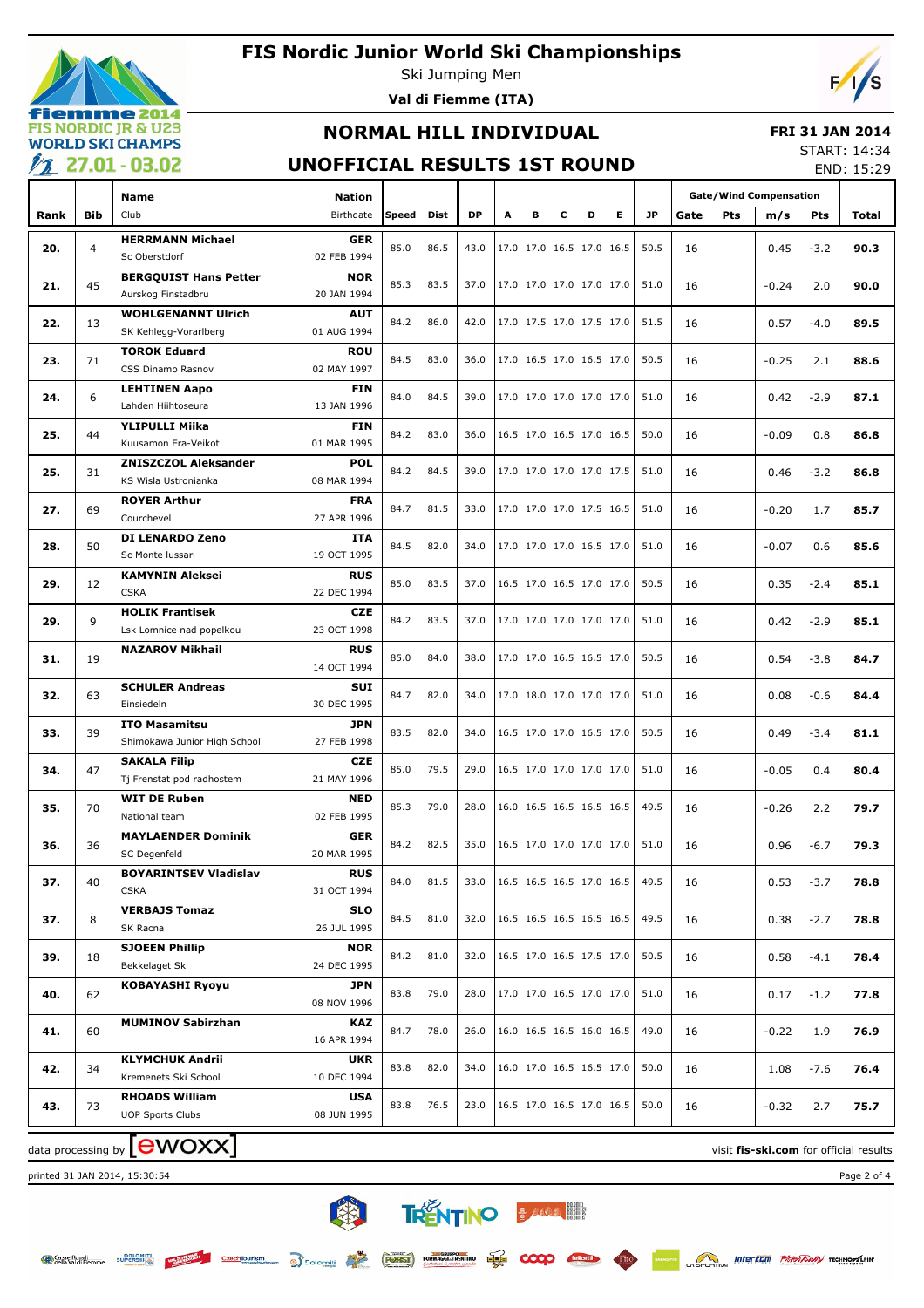# FIS Nordic Junior World Ski Championships

Ski Jumping Men

**Val di Fiemme (ITA)**

## NORMAL HILL INDIVIDUAL

## UNOFFICIAL RESULTS 1ST ROUND

**FRI 31 JAN 2014**

START: 14:34

END: 15:29

| Rank | Bib | Name / Club | Nation / Birthdate | Speed | Dist | DP | A | B | C | D | E | JP | Gate | Gate Pts | Wind m/s | Wind Pts | Total |
|---|---|---|---|---|---|---|---|---|---|---|---|---|---|---|---|---|---|
| 20. | 4 | **HERRMANN Michael** / Sc Oberstdorf | **GER** / 02 FEB 1994 | 85.0 | 86.5 | 43.0 | 17.0 | 17.0 | 16.5 | 17.0 | 16.5 | 50.5 | 16 | | 0.45 | -3.2 | **90.3** |
| 21. | 45 | **BERGQUIST Hans Petter** / Aurskog Finstadbru | **NOR** / 20 JAN 1994 | 85.3 | 83.5 | 37.0 | 17.0 | 17.0 | 17.0 | 17.0 | 17.0 | 51.0 | 16 | | -0.24 | 2.0 | **90.0** |
| 22. | 13 | **WOHLGENANNT Ulrich** / SK Kehlegg-Vorarlberg | **AUT** / 01 AUG 1994 | 84.2 | 86.0 | 42.0 | 17.0 | 17.5 | 17.0 | 17.5 | 17.0 | 51.5 | 16 | | 0.57 | -4.0 | **89.5** |
| 23. | 71 | **TOROK Eduard** / CSS Dinamo Rasnov | **ROU** / 02 MAY 1997 | 84.5 | 83.0 | 36.0 | 17.0 | 16.5 | 17.0 | 16.5 | 17.0 | 50.5 | 16 | | -0.25 | 2.1 | **88.6** |
| 24. | 6 | **LEHTINEN Aapo** / Lahden Hiihtoseura | **FIN** / 13 JAN 1996 | 84.0 | 84.5 | 39.0 | 17.0 | 17.0 | 17.0 | 17.0 | 17.0 | 51.0 | 16 | | 0.42 | -2.9 | **87.1** |
| 25. | 44 | **YLIPULLI Miika** / Kuusamon Era-Veikot | **FIN** / 01 MAR 1995 | 84.2 | 83.0 | 36.0 | 16.5 | 17.0 | 16.5 | 17.0 | 16.5 | 50.0 | 16 | | -0.09 | 0.8 | **86.8** |
| 25. | 31 | **ZNISZCZOL Aleksander** / KS Wisla Ustronianka | **POL** / 08 MAR 1994 | 84.2 | 84.5 | 39.0 | 17.0 | 17.0 | 17.0 | 17.0 | 17.5 | 51.0 | 16 | | 0.46 | -3.2 | **86.8** |
| 27. | 69 | **ROYER Arthur** / Courchevel | **FRA** / 27 APR 1996 | 84.7 | 81.5 | 33.0 | 17.0 | 17.0 | 17.0 | 17.5 | 16.5 | 51.0 | 16 | | -0.20 | 1.7 | **85.7** |
| 28. | 50 | **DI LENARDO Zeno** / Sc Monte lussari | **ITA** / 19 OCT 1995 | 84.5 | 82.0 | 34.0 | 17.0 | 17.0 | 17.0 | 16.5 | 17.0 | 51.0 | 16 | | -0.07 | 0.6 | **85.6** |
| 29. | 12 | **KAMYNIN Aleksei** / CSKA | **RUS** / 22 DEC 1994 | 85.0 | 83.5 | 37.0 | 16.5 | 17.0 | 16.5 | 17.0 | 17.0 | 50.5 | 16 | | 0.35 | -2.4 | **85.1** |
| 29. | 9 | **HOLIK Frantisek** / Lsk Lomnice nad popelkou | **CZE** / 23 OCT 1998 | 84.2 | 83.5 | 37.0 | 17.0 | 17.0 | 17.0 | 17.0 | 17.0 | 51.0 | 16 | | 0.42 | -2.9 | **85.1** |
| 31. | 19 | **NAZAROV Mikhail** | **RUS** / 14 OCT 1994 | 85.0 | 84.0 | 38.0 | 17.0 | 17.0 | 16.5 | 16.5 | 17.0 | 50.5 | 16 | | 0.54 | -3.8 | **84.7** |
| 32. | 63 | **SCHULER Andreas** / Einsiedeln | **SUI** / 30 DEC 1995 | 84.7 | 82.0 | 34.0 | 17.0 | 18.0 | 17.0 | 17.0 | 17.0 | 51.0 | 16 | | 0.08 | -0.6 | **84.4** |
| 33. | 39 | **ITO Masamitsu** / Shimokawa Junior High School | **JPN** / 27 FEB 1998 | 83.5 | 82.0 | 34.0 | 16.5 | 17.0 | 17.0 | 16.5 | 17.0 | 50.5 | 16 | | 0.49 | -3.4 | **81.1** |
| 34. | 47 | **SAKALA Filip** / Tj Frenstat pod radhostem | **CZE** / 21 MAY 1996 | 85.0 | 79.5 | 29.0 | 16.5 | 17.0 | 17.0 | 17.0 | 17.0 | 51.0 | 16 | | -0.05 | 0.4 | **80.4** |
| 35. | 70 | **WIT DE Ruben** / National team | **NED** / 02 FEB 1995 | 85.3 | 79.0 | 28.0 | 16.0 | 16.5 | 16.5 | 16.5 | 16.5 | 49.5 | 16 | | -0.26 | 2.2 | **79.7** |
| 36. | 36 | **MAYLAENDER Dominik** / SC Degenfeld | **GER** / 20 MAR 1995 | 84.2 | 82.5 | 35.0 | 16.5 | 17.0 | 17.0 | 17.0 | 17.0 | 51.0 | 16 | | 0.96 | -6.7 | **79.3** |
| 37. | 40 | **BOYARINTSEV Vladislav** / CSKA | **RUS** / 31 OCT 1994 | 84.0 | 81.5 | 33.0 | 16.5 | 16.5 | 16.5 | 17.0 | 16.5 | 49.5 | 16 | | 0.53 | -3.7 | **78.8** |
| 37. | 8 | **VERBAJS Tomaz** / SK Racna | **SLO** / 26 JUL 1995 | 84.5 | 81.0 | 32.0 | 16.5 | 16.5 | 16.5 | 16.5 | 16.5 | 49.5 | 16 | | 0.38 | -2.7 | **78.8** |
| 39. | 18 | **SJOEEN Phillip** / Bekkelaget Sk | **NOR** / 24 DEC 1995 | 84.2 | 81.0 | 32.0 | 16.5 | 17.0 | 16.5 | 17.5 | 17.0 | 50.5 | 16 | | 0.58 | -4.1 | **78.4** |
| 40. | 62 | **KOBAYASHI Ryoyu** | **JPN** / 08 NOV 1996 | 83.8 | 79.0 | 28.0 | 17.0 | 17.0 | 16.5 | 17.0 | 17.0 | 51.0 | 16 | | 0.17 | -1.2 | **77.8** |
| 41. | 60 | **MUMINOV Sabirzhan** | **KAZ** / 16 APR 1994 | 84.7 | 78.0 | 26.0 | 16.0 | 16.5 | 16.5 | 16.0 | 16.5 | 49.0 | 16 | | -0.22 | 1.9 | **76.9** |
| 42. | 34 | **KLYMCHUK Andrii** / Kremenets Ski School | **UKR** / 10 DEC 1994 | 83.8 | 82.0 | 34.0 | 16.0 | 17.0 | 16.5 | 16.5 | 17.0 | 50.0 | 16 | | 1.08 | -7.6 | **76.4** |
| 43. | 73 | **RHOADS William** / UOP Sports Clubs | **USA** / 08 JUN 1995 | 83.8 | 76.5 | 23.0 | 16.5 | 17.0 | 16.5 | 17.0 | 16.5 | 50.0 | 16 | | -0.32 | 2.7 | **75.7** |

data processing by **ewoxx** — visit **fis-ski.com** for official results

printed 31 JAN 2014, 15:30:54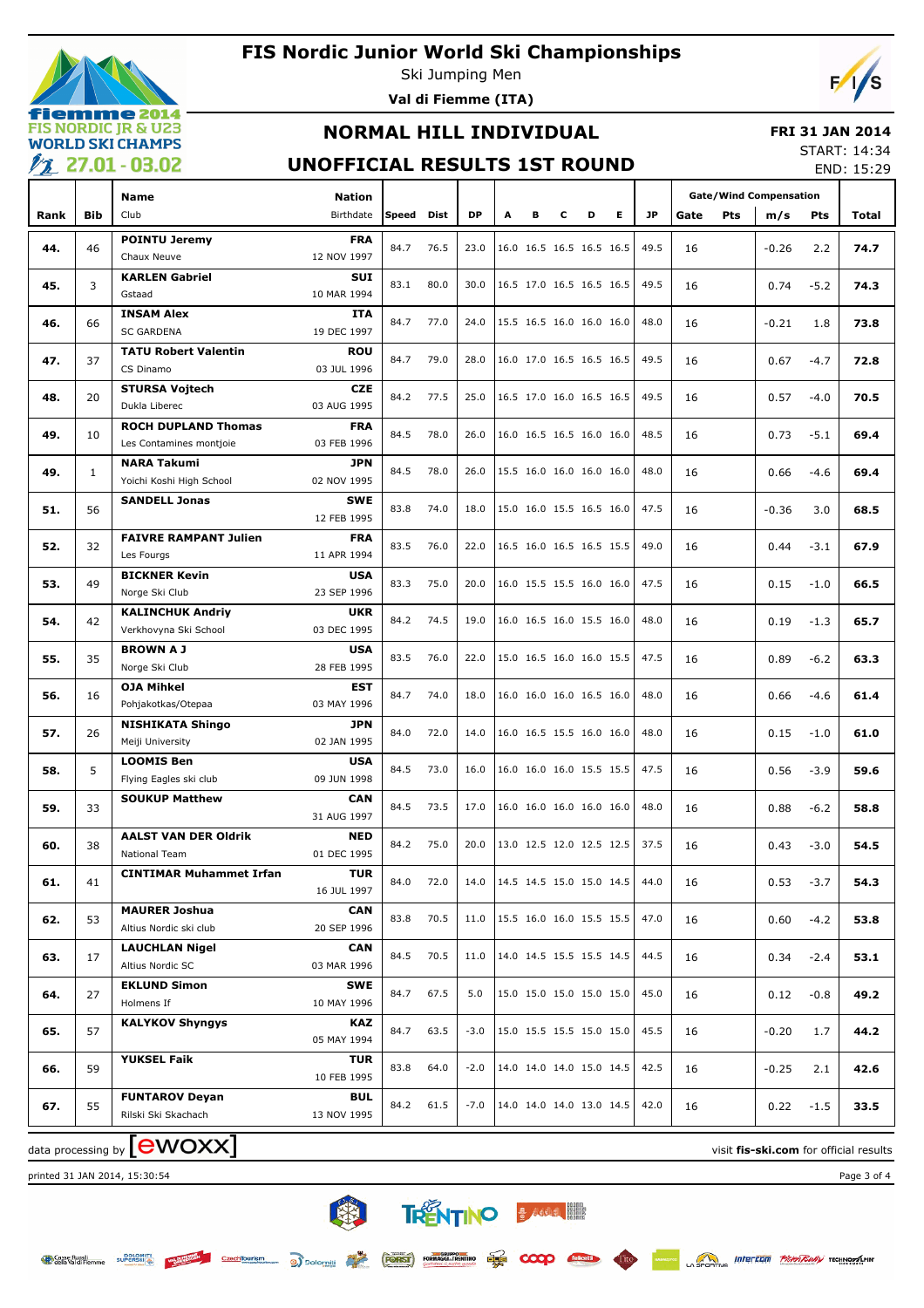# FIS Nordic Junior World Ski Championships

Ski Jumping Men

**Val di Fiemme (ITA)**

## NORMAL HILL INDIVIDUAL

## UNOFFICIAL RESULTS 1ST ROUND

**FRI 31 JAN 2014**

START: 14:34

END: 15:29

| Rank | Bib | Name / Club | Nation / Birthdate | Speed | Dist | DP | A | B | C | D | E | JP | Gate | Gate Pts | Wind m/s | Wind Pts | Total |
|---|---|---|---|---|---|---|---|---|---|---|---|---|---|---|---|---|---|
| 44. | 46 | **POINTU Jeremy** / Chaux Neuve | **FRA** / 12 NOV 1997 | 84.7 | 76.5 | 23.0 | 16.0 | 16.5 | 16.5 | 16.5 | 16.5 | 49.5 | 16 | | -0.26 | 2.2 | **74.7** |
| 45. | 3 | **KARLEN Gabriel** / Gstaad | **SUI** / 10 MAR 1994 | 83.1 | 80.0 | 30.0 | 16.5 | 17.0 | 16.5 | 16.5 | 16.5 | 49.5 | 16 | | 0.74 | -5.2 | **74.3** |
| 46. | 66 | **INSAM Alex** / SC GARDENA | **ITA** / 19 DEC 1997 | 84.7 | 77.0 | 24.0 | 15.5 | 16.5 | 16.0 | 16.0 | 16.0 | 48.0 | 16 | | -0.21 | 1.8 | **73.8** |
| 47. | 37 | **TATU Robert Valentin** / CS Dinamo | **ROU** / 03 JUL 1996 | 84.7 | 79.0 | 28.0 | 16.0 | 17.0 | 16.5 | 16.5 | 16.5 | 49.5 | 16 | | 0.67 | -4.7 | **72.8** |
| 48. | 20 | **STURSA Vojtech** / Dukla Liberec | **CZE** / 03 AUG 1995 | 84.2 | 77.5 | 25.0 | 16.5 | 17.0 | 16.0 | 16.5 | 16.5 | 49.5 | 16 | | 0.57 | -4.0 | **70.5** |
| 49. | 10 | **ROCH DUPLAND Thomas** / Les Contamines montjoie | **FRA** / 03 FEB 1996 | 84.5 | 78.0 | 26.0 | 16.0 | 16.5 | 16.5 | 16.0 | 16.0 | 48.5 | 16 | | 0.73 | -5.1 | **69.4** |
| 49. | 1 | **NARA Takumi** / Yoichi Koshi High School | **JPN** / 02 NOV 1995 | 84.5 | 78.0 | 26.0 | 15.5 | 16.0 | 16.0 | 16.0 | 16.0 | 48.0 | 16 | | 0.66 | -4.6 | **69.4** |
| 51. | 56 | **SANDELL Jonas** | **SWE** / 12 FEB 1995 | 83.8 | 74.0 | 18.0 | 15.0 | 16.0 | 15.5 | 16.5 | 16.0 | 47.5 | 16 | | -0.36 | 3.0 | **68.5** |
| 52. | 32 | **FAIVRE RAMPANT Julien** / Les Fourgs | **FRA** / 11 APR 1994 | 83.5 | 76.0 | 22.0 | 16.5 | 16.0 | 16.5 | 16.5 | 15.5 | 49.0 | 16 | | 0.44 | -3.1 | **67.9** |
| 53. | 49 | **BICKNER Kevin** / Norge Ski Club | **USA** / 23 SEP 1996 | 83.3 | 75.0 | 20.0 | 16.0 | 15.5 | 15.5 | 16.0 | 16.0 | 47.5 | 16 | | 0.15 | -1.0 | **66.5** |
| 54. | 42 | **KALINCHUK Andriy** / Verkhovyna Ski School | **UKR** / 03 DEC 1995 | 84.2 | 74.5 | 19.0 | 16.0 | 16.5 | 16.0 | 15.5 | 16.0 | 48.0 | 16 | | 0.19 | -1.3 | **65.7** |
| 55. | 35 | **BROWN A J** / Norge Ski Club | **USA** / 28 FEB 1995 | 83.5 | 76.0 | 22.0 | 15.0 | 16.5 | 16.0 | 16.0 | 15.5 | 47.5 | 16 | | 0.89 | -6.2 | **63.3** |
| 56. | 16 | **OJA Mihkel** / Pohjakotkas/Otepaa | **EST** / 03 MAY 1996 | 84.7 | 74.0 | 18.0 | 16.0 | 16.0 | 16.0 | 16.5 | 16.0 | 48.0 | 16 | | 0.66 | -4.6 | **61.4** |
| 57. | 26 | **NISHIKATA Shingo** / Meiji University | **JPN** / 02 JAN 1995 | 84.0 | 72.0 | 14.0 | 16.0 | 16.5 | 15.5 | 16.0 | 16.0 | 48.0 | 16 | | 0.15 | -1.0 | **61.0** |
| 58. | 5 | **LOOMIS Ben** / Flying Eagles ski club | **USA** / 09 JUN 1998 | 84.5 | 73.0 | 16.0 | 16.0 | 16.0 | 16.0 | 15.5 | 15.5 | 47.5 | 16 | | 0.56 | -3.9 | **59.6** |
| 59. | 33 | **SOUKUP Matthew** | **CAN** / 31 AUG 1997 | 84.5 | 73.5 | 17.0 | 16.0 | 16.0 | 16.0 | 16.0 | 16.0 | 48.0 | 16 | | 0.88 | -6.2 | **58.8** |
| 60. | 38 | **AALST VAN DER Oldrik** / National Team | **NED** / 01 DEC 1995 | 84.2 | 75.0 | 20.0 | 13.0 | 12.5 | 12.0 | 12.5 | 12.5 | 37.5 | 16 | | 0.43 | -3.0 | **54.5** |
| 61. | 41 | **CINTIMAR Muhammet Irfan** | **TUR** / 16 JUL 1997 | 84.0 | 72.0 | 14.0 | 14.5 | 14.5 | 15.0 | 15.0 | 14.5 | 44.0 | 16 | | 0.53 | -3.7 | **54.3** |
| 62. | 53 | **MAURER Joshua** / Altius Nordic ski club | **CAN** / 20 SEP 1996 | 83.8 | 70.5 | 11.0 | 15.5 | 16.0 | 16.0 | 15.5 | 15.5 | 47.0 | 16 | | 0.60 | -4.2 | **53.8** |
| 63. | 17 | **LAUCHLAN Nigel** / Altius Nordic SC | **CAN** / 03 MAR 1996 | 84.5 | 70.5 | 11.0 | 14.0 | 14.5 | 15.5 | 15.5 | 14.5 | 44.5 | 16 | | 0.34 | -2.4 | **53.1** |
| 64. | 27 | **EKLUND Simon** / Holmens If | **SWE** / 10 MAY 1996 | 84.7 | 67.5 | 5.0 | 15.0 | 15.0 | 15.0 | 15.0 | 15.0 | 45.0 | 16 | | 0.12 | -0.8 | **49.2** |
| 65. | 57 | **KALYKOV Shyngys** | **KAZ** / 05 MAY 1994 | 84.7 | 63.5 | -3.0 | 15.0 | 15.5 | 15.5 | 15.0 | 15.0 | 45.5 | 16 | | -0.20 | 1.7 | **44.2** |
| 66. | 59 | **YUKSEL Faik** | **TUR** / 10 FEB 1995 | 83.8 | 64.0 | -2.0 | 14.0 | 14.0 | 14.0 | 15.0 | 14.5 | 42.5 | 16 | | -0.25 | 2.1 | **42.6** |
| 67. | 55 | **FUNTAROV Deyan** / Rilski Ski Skachach | **BUL** / 13 NOV 1995 | 84.2 | 61.5 | -7.0 | 14.0 | 14.0 | 14.0 | 13.0 | 14.5 | 42.0 | 16 | | 0.22 | -1.5 | **33.5** |

data processing by EWOXX — visit **fis-ski.com** for official results

printed 31 JAN 2014, 15:30:54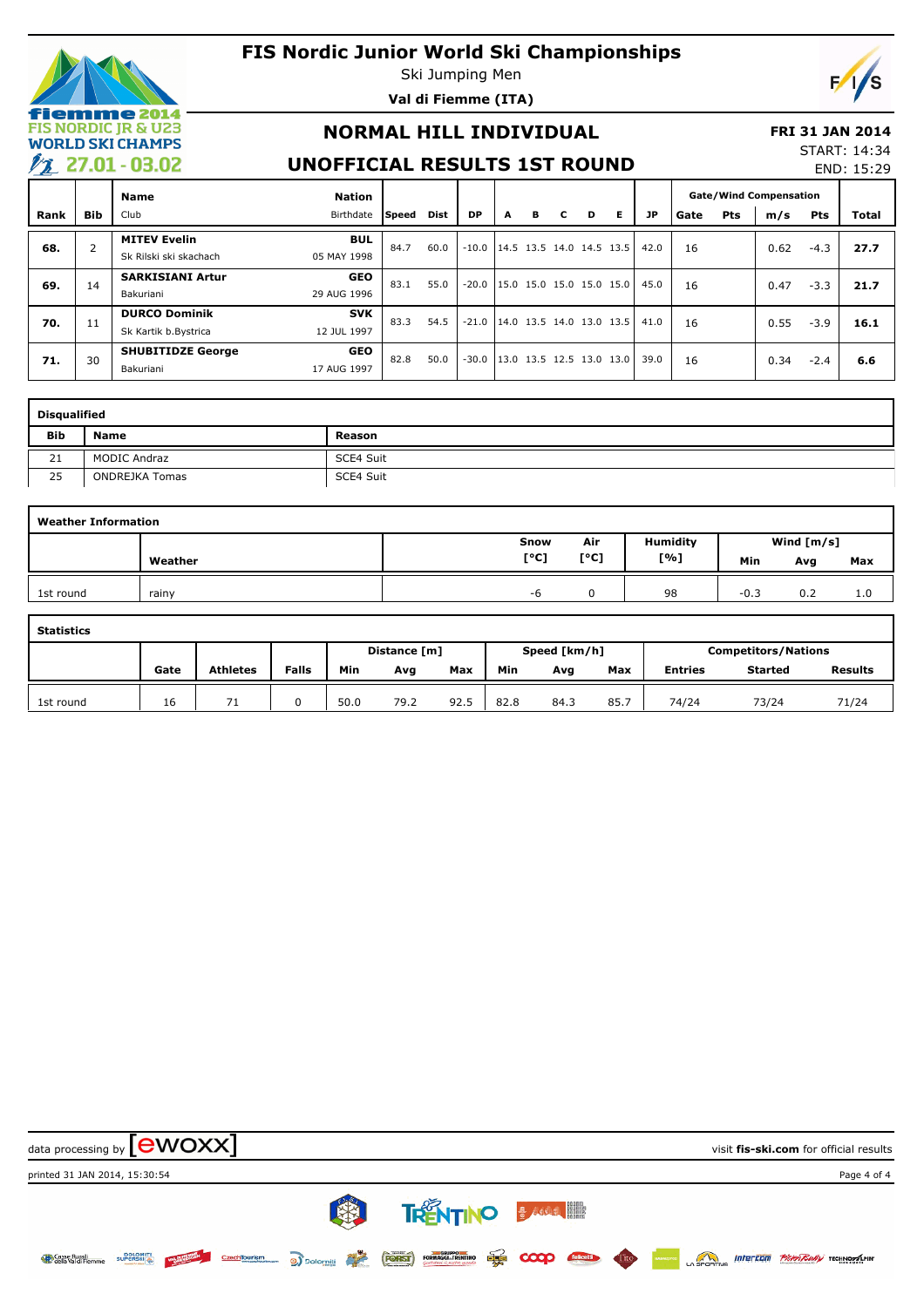# FIS Nordic Junior World Ski Championships

Ski Jumping Men

**Val di Fiemme (ITA)**

## NORMAL HILL INDIVIDUAL

## UNOFFICIAL RESULTS 1ST ROUND

**FRI 31 JAN 2014**

START: 14:34

END: 15:29

| Rank | Bib | Name / Club | Nation / Birthdate | Speed | Dist | DP | A | B | C | D | E | JP | Gate | Gate Pts | Wind m/s | Wind Pts | Total |
|---|---|---|---|---|---|---|---|---|---|---|---|---|---|---|---|---|---|
| 68. | 2 | **MITEV Evelin** Sk Rilski ski skachach | **BUL** 05 MAY 1998 | 84.7 | 60.0 | -10.0 | 14.5 | 13.5 | 14.0 | 14.5 | 13.5 | 42.0 | 16 | | 0.62 | -4.3 | **27.7** |
| 69. | 14 | **SARKISIANI Artur** Bakuriani | **GEO** 29 AUG 1996 | 83.1 | 55.0 | -20.0 | 15.0 | 15.0 | 15.0 | 15.0 | 15.0 | 45.0 | 16 | | 0.47 | -3.3 | **21.7** |
| 70. | 11 | **DURCO Dominik** Sk Kartik b.Bystrica | **SVK** 12 JUL 1997 | 83.3 | 54.5 | -21.0 | 14.0 | 13.5 | 14.0 | 13.0 | 13.5 | 41.0 | 16 | | 0.55 | -3.9 | **16.1** |
| 71. | 30 | **SHUBITIDZE George** Bakuriani | **GEO** 17 AUG 1997 | 82.8 | 50.0 | -30.0 | 13.0 | 13.5 | 12.5 | 13.0 | 13.0 | 39.0 | 16 | | 0.34 | -2.4 | **6.6** |

### Disqualified

| Bib | Name | Reason |
|---|---|---|
| 21 | MODIC Andraz | SCE4 Suit |
| 25 | ONDREJKA Tomas | SCE4 Suit |

### Weather Information

| | Weather | Snow [°C] | Air [°C] | Humidity [%] | Wind Min [m/s] | Wind Avg [m/s] | Wind Max [m/s] |
|---|---|---|---|---|---|---|---|
| 1st round | rainy | -6 | 0 | 98 | -0.3 | 0.2 | 1.0 |

### Statistics

| | Gate | Athletes | Falls | Distance Min [m] | Distance Avg [m] | Distance Max [m] | Speed Min [km/h] | Speed Avg [km/h] | Speed Max [km/h] | Entries | Started | Results |
|---|---|---|---|---|---|---|---|---|---|---|---|---|
| 1st round | 16 | 71 | 0 | 50.0 | 79.2 | 92.5 | 82.8 | 84.3 | 85.7 | 74/24 | 73/24 | 71/24 |

data processing by [ewoxx] visit **fis-ski.com** for official results

printed 31 JAN 2014, 15:30:54